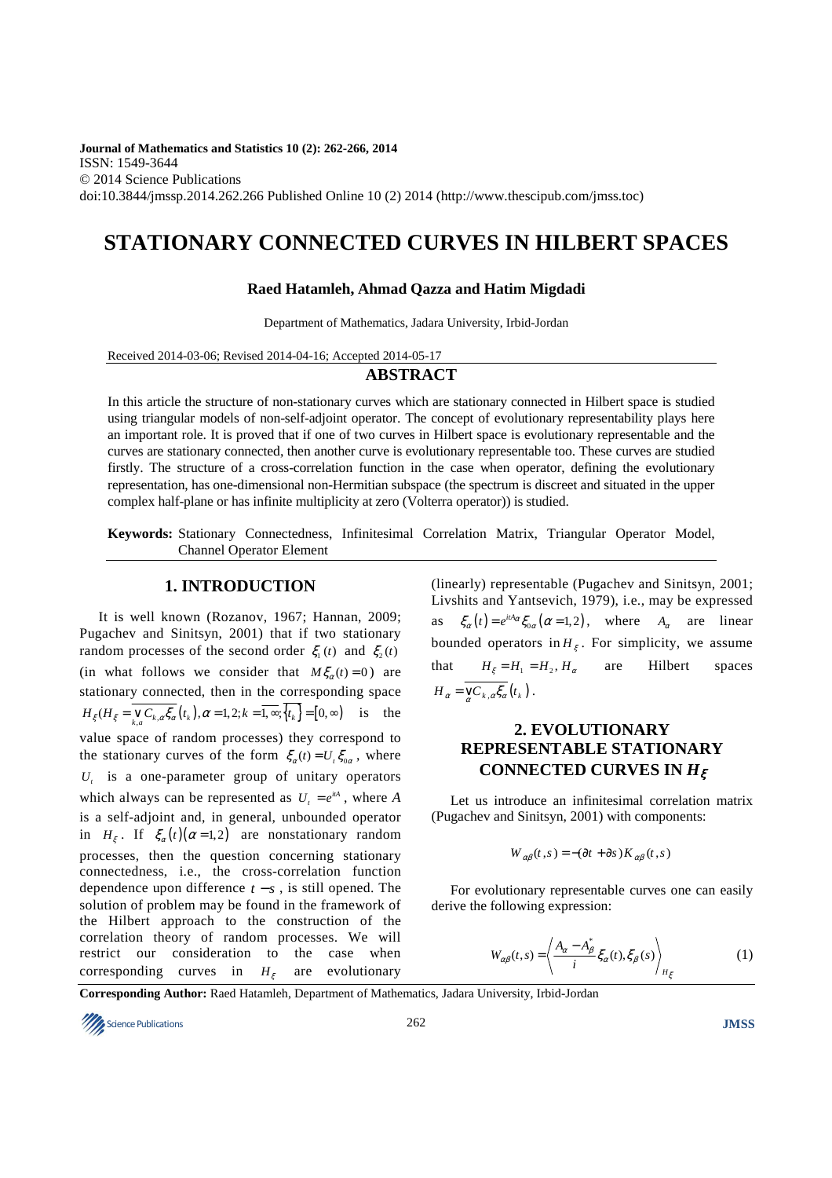Journal of Mathematics and Statistics 10 (2): 262-266, 2014
ISSN: 1549-3644
© 2014 Science Publications
doi:10.3844/jmssp.2014.262.266 Published Online 10 (2) 2014 (http://www.thescipub.com/jmss.toc)

# STATIONARY CONNECTED CURVES IN HILBERT SPACES

**Raed Hatamleh, Ahmad Qazza and Hatim Migdadi**

Department of Mathematics, Jadara University, Irbid-Jordan

Received 2014-03-06; Revised 2014-04-16; Accepted 2014-05-17

## ABSTRACT

In this article the structure of non-stationary curves which are stationary connected in Hilbert space is studied using triangular models of non-self-adjoint operator. The concept of evolutionary representability plays here an important role. It is proved that if one of two curves in Hilbert space is evolutionary representable and the curves are stationary connected, then another curve is evolutionary representable too. These curves are studied firstly. The structure of a cross-correlation function in the case when operator, defining the evolutionary representation, has one-dimensional non-Hermitian subspace (the spectrum is discreet and situated in the upper complex half-plane or has infinite multiplicity at zero (Volterra operator)) is studied.

**Keywords:** Stationary Connectedness, Infinitesimal Correlation Matrix, Triangular Operator Model, Channel Operator Element

## 1. INTRODUCTION

It is well known (Rozanov, 1967; Hannan, 2009; Pugachev and Sinitsyn, 2001) that if two stationary random processes of the second order $\xi_1(t)$ and $\xi_2(t)$ (in what follows we consider that $M\xi_\alpha(t)=0$) are stationary connected, then in the corresponding space $H_\xi(H_\xi = \overline{\vee_{k,a} C_{k,\alpha}\xi_\alpha(t_k)}, \alpha=1,2; k=\overline{1,\infty}; \overline{\{t_k\}}=[0,\infty)$ is the value space of random processes) they correspond to the stationary curves of the form $\xi_\alpha(t)=U_t\xi_{0\alpha}$, where $U_t$ is a one-parameter group of unitary operators which always can be represented as $U_t=e^{itA}$, where $A$ is a self-adjoint and, in general, unbounded operator in $H_\xi$. If $\xi_\alpha(t)(\alpha=1,2)$ are nonstationary random processes, then the question concerning stationary connectedness, i.e., the cross-correlation function dependence upon difference $t-s$, is still opened. The solution of problem may be found in the framework of the Hilbert approach to the construction of the correlation theory of random processes. We will restrict our consideration to the case when corresponding curves in $H_\xi$ are evolutionary (linearly) representable (Pugachev and Sinitsyn, 2001; Livshits and Yantsevich, 1979), i.e., may be expressed as $\xi_\alpha(t)=e^{itA_\alpha}\xi_{0\alpha}(\alpha=1,2)$, where $A_\alpha$ are linear bounded operators in $H_\xi$. For simplicity, we assume that $H_\xi=H_1=H_2$, $H_\alpha$ are Hilbert spaces $H_\alpha=\overline{\vee_\alpha C_{k,\alpha}\xi_\alpha(t_k)}$.

## 2. EVOLUTIONARY REPRESENTABLE STATIONARY CONNECTED CURVES IN $H_\xi$

Let us introduce an infinitesimal correlation matrix (Pugachev and Sinitsyn, 2001) with components:

$$W_{\alpha\beta}(t,s)=-(\partial t+\partial s)K_{\alpha\beta}(t,s)$$

For evolutionary representable curves one can easily derive the following expression:

$$W_{\alpha\beta}(t,s)=\left\langle \frac{A_\alpha - A_\beta^*}{i}\xi_\alpha(t),\xi_\beta(s)\right\rangle_{H_\xi} \tag{1}$$

**Corresponding Author:** Raed Hatamleh, Department of Mathematics, Jadara University, Irbid-Jordan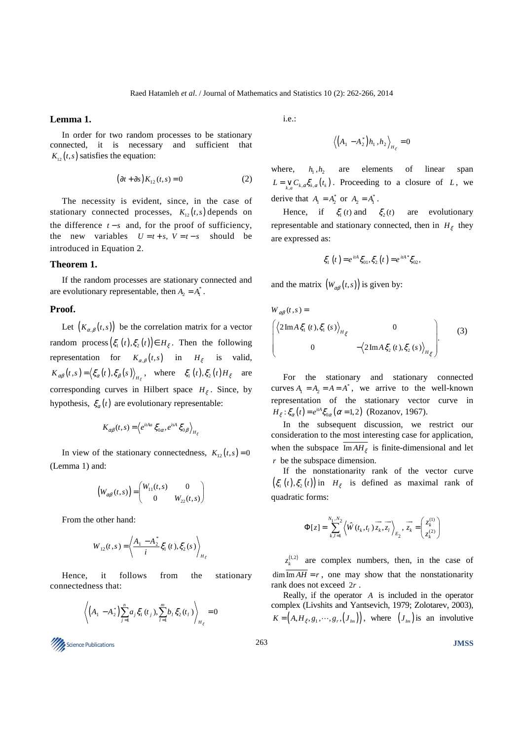**Lemma 1.**

In order for two random processes to be stationary connected, it is necessary and sufficient that $K_{12}(t,s)$ satisfies the equation:

$$(\partial t + \partial s) K_{12}(t,s) = 0 \tag{2}$$

The necessity is evident, since, in the case of stationary connected processes, $K_{12}(t,s)$ depends on the difference $t - s$ and, for the proof of sufficiency, the new variables $U = t + s$, $V = t - s$ should be introduced in Equation 2.

**Theorem 1.**

If the random processes are stationary connected and are evolutionary representable, then $A_2 = A_1^*$.

**Proof.**

Let $(K_{\alpha,\beta}(t,s))$ be the correlation matrix for a vector random process $(\xi_1(t), \xi_2(t)) \in H_\xi$. Then the following representation for $K_{\alpha,\beta}(t,s)$ in $H_\xi$ is valid, $K_{\alpha\beta}(t,s) = \langle \xi_\alpha(t), \xi_\beta(s) \rangle_{H_\xi}$, where $\xi_1(t), \xi_2(t) H_\xi$ are corresponding curves in Hilbert space $H_\xi$. Since, by hypothesis, $\xi_\alpha(t)$ are evolutionary representable:

$$K_{\alpha\beta}(t,s) = \left\langle e^{itA\alpha} \xi_{0\alpha}, e^{isA} \xi_{0\beta} \right\rangle_{H_\xi}$$

In view of the stationary connectedness, $K_{12}(t,s) = 0$ (Lemma 1) and:

$$(W_{\alpha\beta}(t,s)) = \begin{pmatrix} W_{11}(t,s) & 0 \\ 0 & W_{22}(t,s) \end{pmatrix}$$

From the other hand:

$$W_{12}(t,s) = \left\langle \frac{A_1 - A_2^*}{i} \xi_1(t), \xi_2(s) \right\rangle_{H_\xi}$$

Hence, it follows from the stationary connectedness that:

$$\left\langle (A_1 - A_2^*) \sum_{j=1}^{n} a_j \xi_1(t_j), \sum_{l=1}^{m} b_l \xi_2(t_l) \right\rangle_{H_\xi} = 0$$

i.e.:

$$\left\langle (A_1 - A_2^*) h_1, h_2 \right\rangle_{H_\xi} = 0$$

where, $h_1, h_2$ are elements of linear span $L = \bigvee_{k,a} C_{k,\alpha} \xi_{k,\alpha}(t_k)$. Proceeding to a closure of $L$, we derive that $A_1 = A_2^*$ or $A_2 = A_1^*$.

Hence, if $\xi_1(t)$ and $\xi_2(t)$ are evolutionary representable and stationary connected, then in $H_\xi$ they are expressed as:

$$\xi_1(t) = e^{itA} \xi_{01}, \xi_2(t) = e^{itA^*} \xi_{02},$$

and the matrix $(W_{\alpha\beta}(t,s))$ is given by:

$$W_{\alpha\beta}(t,s) = \begin{pmatrix} \langle 2\,\mathrm{Im}\, A \xi_1(t), \xi_1(s) \rangle_{H_\xi} & 0 \\ 0 & -\langle 2\,\mathrm{Im}\, A \xi_2(t), \xi_2(s) \rangle_{H_\xi} \end{pmatrix}. \tag{3}$$

For the stationary and stationary connected curves $A_1 = A_2 = A = A^*$, we arrive to the well-known representation of the stationary vector curve in $H_\xi : \xi_\alpha(t) = e^{itA} \xi_{0\alpha} (\alpha = 1,2)$ (Rozanov, 1967).

In the subsequent discussion, we restrict our consideration to the most interesting case for application, when the subspace $\overline{\mathrm{Im}\, AH_\xi}$ is finite-dimensional and let $r$ be the subspace dimension.

If the nonstationarity rank of the vector curve $(\xi_1(t), \xi_2(t))$ in $H_\xi$ is defined as maximal rank of quadratic forms:

$$\Phi[z] = \sum_{k,l=1}^{N_1,N_2} \left\langle \hat{W}(t_k, t_l) \vec{z_k}, \vec{z_l} \right\rangle_{E_2}, \vec{z_k} = \begin{pmatrix} z_k^{(1)} \\ z_k^{(2)} \end{pmatrix}$$

$z_k^{(1,2)}$ are complex numbers, then, in the case of $\dim \overline{\mathrm{Im}\, AH} = r$, one may show that the nonstationarity rank does not exceed $2r$.

Really, if the operator $A$ is included in the operator complex (Livshits and Yantsevich, 1979; Zolotarev, 2003), $K = (A, H_\xi, g_1, \cdots, g_r, (J_{lm}))$, where $(J_{lm})$ is an involutive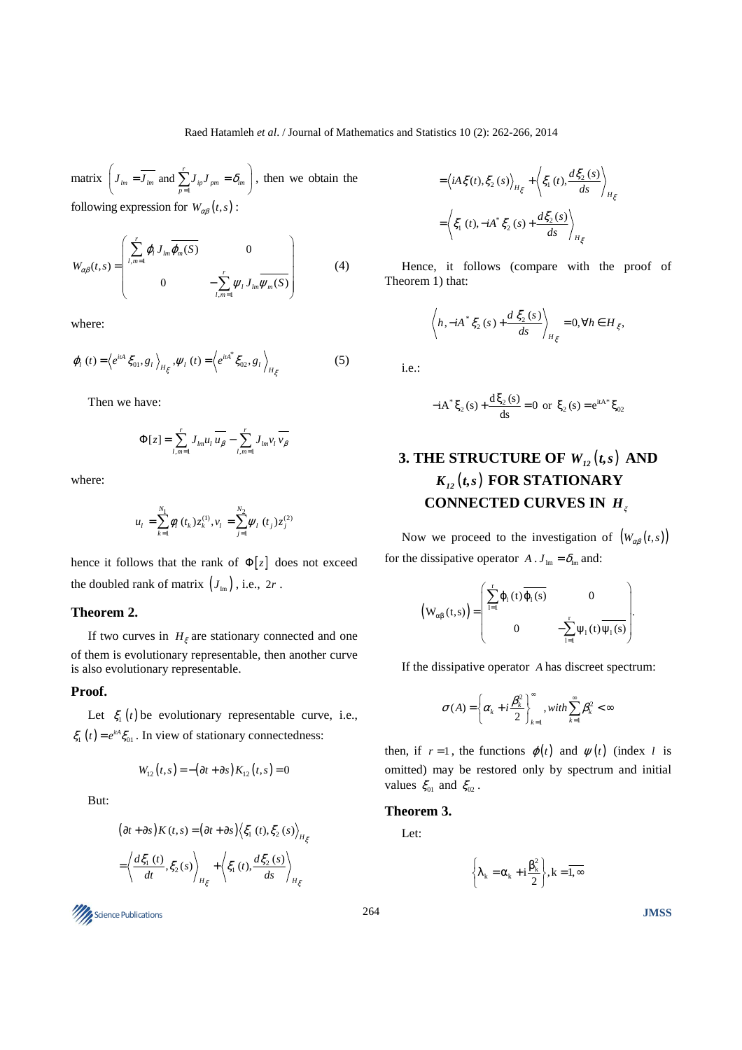matrix $\left(J_{lm} = \overline{J_{lm}} \text{ and } \sum_{p=1}^{r} J_{ip} J_{pm} = \delta_{im}\right)$, then we obtain the following expression for $W_{\alpha\beta}(t,s)$:

$$W_{\alpha\beta}(t,s) = \begin{pmatrix} \sum_{l,m=1}^{r} \varphi_l J_{lm} \overline{\varphi_m(S)} & 0 \\ 0 & -\sum_{l,m=1}^{r} \psi_l J_{lm} \overline{\psi_m(S)} \end{pmatrix} \tag{4}$$

where:

$$\varphi_l(t) = \left\langle e^{itA}\xi_{01}, g_l \right\rangle_{H_\xi}, \psi_l(t) = \left\langle e^{itA^*}\xi_{02}, g_l \right\rangle_{H_\xi} \tag{5}$$

Then we have:

$$\Phi[z] = \sum_{l,m=1}^{r} J_{lm} u_l \overline{u_\beta} - \sum_{l,m=1}^{r} J_{lm} v_l \overline{v_\beta}$$

where:

$$u_l = \sum_{k=1}^{N_1} \varphi_l(t_k) z_k^{(1)}, v_l = \sum_{j=1}^{N_2} \psi_l(t_j) z_j^{(2)}$$

hence it follows that the rank of $\Phi[z]$ does not exceed the doubled rank of matrix $(J_{lm})$, i.e., $2r$.

### Theorem 2.

If two curves in $H_\xi$ are stationary connected and one of them is evolutionary representable, then another curve is also evolutionary representable.

### Proof.

Let $\xi_1(t)$ be evolutionary representable curve, i.e., $\xi_1(t) = e^{itA}\xi_{01}$. In view of stationary connectedness:

$$W_{12}(t,s) = -(\partial t + \partial s) K_{12}(t,s) = 0$$

But:

$$(\partial t + \partial s) K(t,s) = (\partial t + \partial s) \left\langle \xi_1(t), \xi_2(s) \right\rangle_{H_\xi}$$
$$= \left\langle \frac{d\xi_1(t)}{dt}, \xi_2(s) \right\rangle_{H_\xi} + \left\langle \xi_1(t), \frac{d\xi_2(s)}{ds} \right\rangle_{H_\xi}$$
$$= \left\langle iA\xi(t), \xi_2(s) \right\rangle_{H_\xi} + \left\langle \xi_1(t), \frac{d\xi_2(s)}{ds} \right\rangle_{H_\xi}$$
$$= \left\langle \xi_1(t), -iA^*\xi_2(s) + \frac{d\xi_2(s)}{ds} \right\rangle_{H_\xi}$$

Hence, it follows (compare with the proof of Theorem 1) that:

$$\left\langle h, -iA^*\xi_2(s) + \frac{d\xi_2(s)}{ds} \right\rangle_{H_\xi} = 0, \forall h \in H_\xi,$$

i.e.:

$$-iA^*\xi_2(s) + \frac{d\xi_2(s)}{ds} = 0 \text{ or } \xi_2(s) = e^{itA^*}\xi_{02}$$

## 3. THE STRUCTURE OF $W_{12}(t,s)$ AND $K_{12}(t,s)$ FOR STATIONARY CONNECTED CURVES IN $H_\xi$

Now we proceed to the investigation of $(W_{\alpha\beta}(t,s))$ for the dissipative operator $A \,.\, J_{lm} = \delta_{lm}$ and:

$$(W_{\alpha\beta}(t,s)) = \begin{pmatrix} \sum_{l=1}^{r} \varphi_l(t)\overline{\varphi_l(s)} & 0 \\ 0 & -\sum_{l=1}^{r} \psi_l(t)\overline{\psi_l(s)} \end{pmatrix}.$$

If the dissipative operator $A$ has discreet spectrum:

$$\sigma(A) = \left\{\alpha_k + i\frac{\beta_k^2}{2}\right\}_{k=1}^{\infty}, with \sum_{k=1}^{\infty} \beta_k^2 < \infty$$

then, if $r = 1$, the functions $\varphi(t)$ and $\psi(t)$ (index $l$ is omitted) may be restored only by spectrum and initial values $\xi_{01}$ and $\xi_{02}$.

### Theorem 3.

Let:

$$\left\{\lambda_k = \alpha_k + i\frac{\beta_k^2}{2}\right\}, k = \overline{1,\infty}$$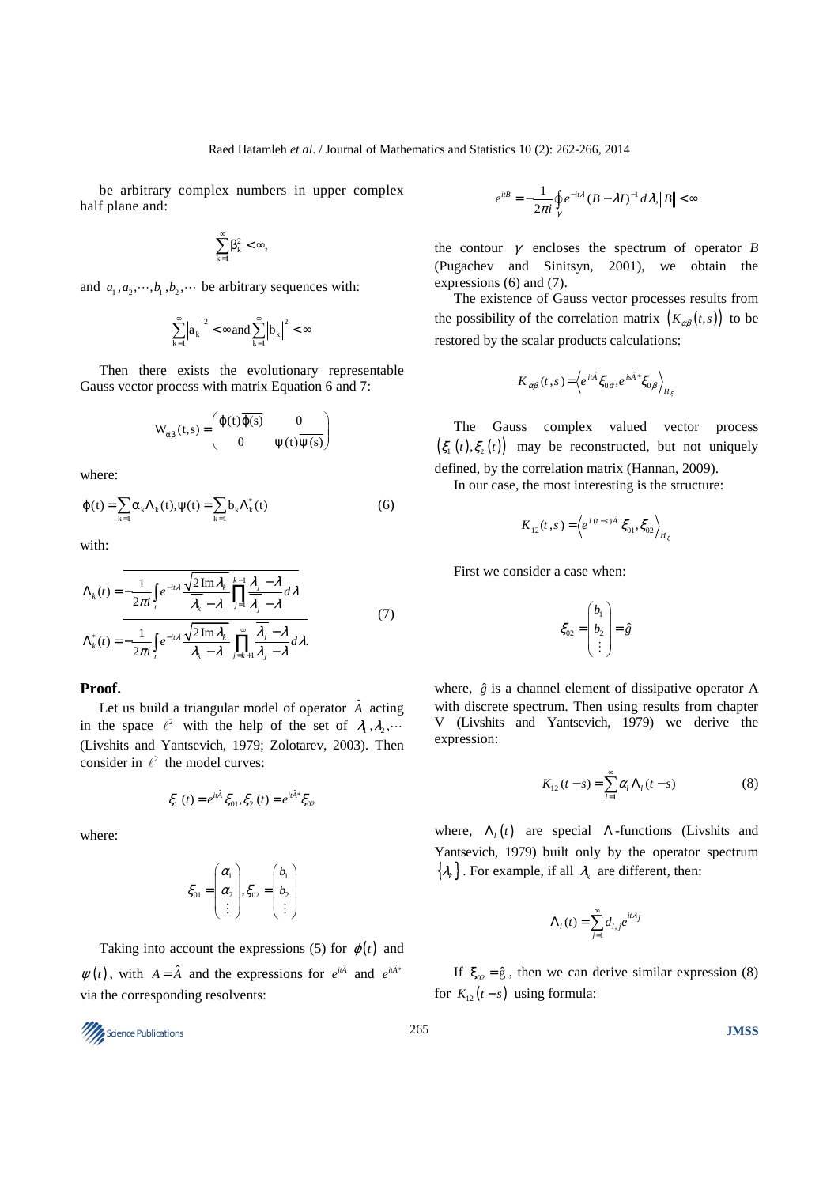be arbitrary complex numbers in upper complex half plane and:

$$\sum_{k=1}^{\infty} \beta_k^2 < \infty,$$

and $a_1, a_2, \cdots, b_1, b_2, \cdots$ be arbitrary sequences with:

$$\sum_{k=1}^{\infty} |a_k|^2 < \infty \text{ and } \sum_{k=1}^{\infty} |b_k|^2 < \infty$$

Then there exists the evolutionary representable Gauss vector process with matrix Equation 6 and 7:

$$W_{\alpha\beta}(t,s) = \begin{pmatrix} \varphi(t)\overline{\varphi(s)} & 0 \\ 0 & \psi(t)\overline{\psi(s)} \end{pmatrix}$$

where:

$$\varphi(t) = \sum_{k=1} \alpha_k \Lambda_k(t), \psi(t) = \sum_{k=1} b_k \Lambda_k^*(t) \tag{6}$$

with:

$$\begin{aligned} \Lambda_k(t) &= \overline{-\frac{1}{2\pi i}\int_r e^{-it\lambda}\frac{\sqrt{2\operatorname{Im}\lambda_k}}{\overline{\lambda_k}-\lambda}\prod_{j=1}^{k-1}\frac{\overline{\lambda_j}-\lambda}{\lambda_j-\lambda}d\lambda} \\ \Lambda_k^*(t) &= \overline{-\frac{1}{2\pi i}\int_r e^{-it\lambda}\frac{\sqrt{2\operatorname{Im}\lambda_k}}{\lambda_k-\lambda}\prod_{j=k+1}^{\infty}\frac{\overline{\lambda_j}-\lambda}{\lambda_j-\lambda}d\lambda.} \end{aligned} \tag{7}$$

**Proof.**

Let us build a triangular model of operator $\hat{A}$ acting in the space $\ell^2$ with the help of the set of $\lambda_1, \lambda_2, \cdots$ (Livshits and Yantsevich, 1979; Zolotarev, 2003). Then consider in $\ell^2$ the model curves:

$$\xi_1(t) = e^{it\hat{A}}\xi_{01}, \xi_2(t) = e^{it\hat{A}^*}\xi_{02}$$

where:

$$\xi_{01} = \begin{pmatrix} \alpha_1 \\ \alpha_2 \\ \vdots \end{pmatrix}, \xi_{02} = \begin{pmatrix} b_1 \\ b_2 \\ \vdots \end{pmatrix}$$

Taking into account the expressions (5) for $\varphi(t)$ and $\psi(t)$, with $A = \hat{A}$ and the expressions for $e^{it\hat{A}}$ and $e^{it\hat{A}^*}$ via the corresponding resolvents:

$$e^{itB} = -\frac{1}{2\pi i}\oint_{\gamma} e^{-it\lambda}(B - \lambda I)^{-1} d\lambda, \|B\| < \infty$$

the contour $\gamma$ encloses the spectrum of operator $B$ (Pugachev and Sinitsyn, 2001), we obtain the expressions (6) and (7).

The existence of Gauss vector processes results from the possibility of the correlation matrix $(K_{\alpha\beta}(t,s))$ to be restored by the scalar products calculations:

$$K_{\alpha\beta}(t,s) = \left\langle e^{it\hat{A}}\xi_{0\alpha}, e^{is\hat{A}^*}\xi_{0\beta}\right\rangle_{H_\xi}$$

The Gauss complex valued vector process $(\xi_1(t), \xi_2(t))$ may be reconstructed, but not uniquely defined, by the correlation matrix (Hannan, 2009).

In our case, the most interesting is the structure:

$$K_{12}(t,s) = \left\langle e^{i(t-s)\hat{A}}\xi_{01}, \xi_{02}\right\rangle_{H_\xi}$$

First we consider a case when:

$$\xi_{02} = \begin{pmatrix} b_1 \\ b_2 \\ \vdots \end{pmatrix} = \hat{g}$$

where, $\hat{g}$ is a channel element of dissipative operator A with discrete spectrum. Then using results from chapter V (Livshits and Yantsevich, 1979) we derive the expression:

$$K_{12}(t-s) = \sum_{l=1}^{\infty} \alpha_l \Lambda_l(t-s) \tag{8}$$

where, $\Lambda_l(t)$ are special $\Lambda$-functions (Livshits and Yantsevich, 1979) built only by the operator spectrum $\{\lambda_k\}$. For example, if all $\lambda_k$ are different, then:

$$\Lambda_l(t) = \sum_{j=1}^{\infty} d_{l,j} e^{it\lambda_j}$$

If $\xi_{02} = \hat{g}$, then we can derive similar expression (8) for $K_{12}(t-s)$ using formula: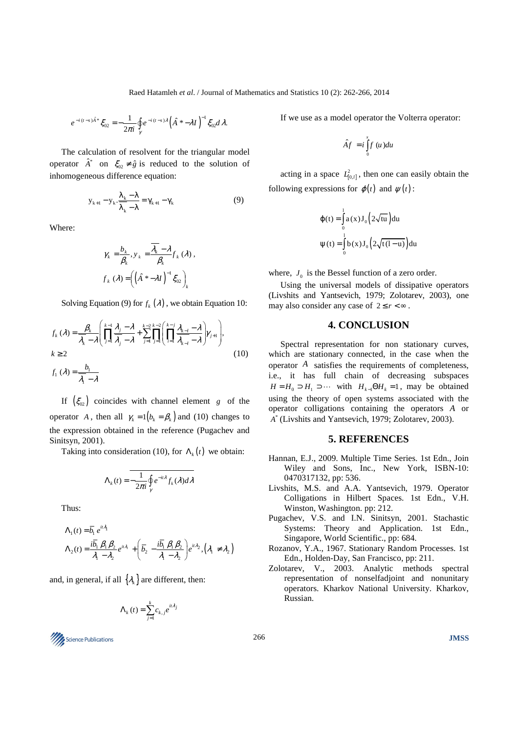$$e^{-i(t-s)\hat{A}^*}\xi_{02} = -\frac{1}{2\pi i}\oint_{\gamma} e^{-i(t-s)\lambda}\left(\hat{A}^* - \lambda I\right)^{-1}\xi_{02}d\lambda.$$

The calculation of resolvent for the triangular model operator $\hat{A}^*$ on $\xi_{02} \neq \hat{g}$ is reduced to the solution of inhomogeneous difference equation:

$$y_{k+1} - y_k \cdot \frac{\lambda_k - \lambda}{\overline{\lambda_k} - \lambda} = \gamma_{k+1} - \gamma_k \tag{9}$$

Where:

$$\gamma_k = \frac{b_k}{\beta_k}, y_k = \frac{\overline{\lambda_k} - \lambda}{\beta_k} f_k(\lambda),$$

$$f_k(\lambda) = \left(\left(\hat{A}^* - \lambda I\right)^{-1}\xi_{02}\right)_k$$

Solving Equation (9) for $f_k(\lambda)$, we obtain Equation 10:

$$f_k(\lambda) = \frac{\beta_k}{\overline{\lambda_k} - \lambda}\left(\prod_{j=1}^{k-1}\frac{\lambda_j - \lambda}{\overline{\lambda_j} - \lambda} + \sum_{j=1}^{k-2}\prod_{j=1}^{k-2}\left(\prod_{i=1}^{k-j}\frac{\lambda_{k-i} - \lambda}{\overline{\lambda_{k-i}} - \lambda}\right)\gamma_{j+1}\right),$$

$$k \geq 2 \tag{10}$$

$$f_1(\lambda) = \frac{b_1}{\overline{\lambda_1} - \lambda}$$

If $(\xi_{02})$ coincides with channel element $g$ of the operator $A$, then all $\gamma_k = 1(b_k = \beta_k)$ and (10) changes to the expression obtained in the reference (Pugachev and Sinitsyn, 2001).

Taking into consideration (10), for $\Lambda_k(t)$ we obtain:

$$\Lambda_k(t) = \overline{-\frac{1}{2\pi i}\oint_{\gamma} e^{-it\lambda} f_k(\lambda) d\lambda}$$

Thus:

$$\Lambda_1(t) = \overline{b_1}\, e^{it\lambda_1}$$

$$\Lambda_2(t) = \frac{i\overline{b_1}\,\beta_1\beta_2}{\lambda_1 - \lambda_2}e^{it\lambda_1} + \left(\overline{b_2} - \frac{i\overline{b_1}\,\beta_1\beta_2}{\lambda_1 - \lambda_2}\right)e^{it\lambda_2}, (\lambda_1 \neq \lambda_2)$$

and, in general, if all $\{\lambda_k\}$ are different, then:

$$\Lambda_k(t) = \sum_{j=1}^{k} c_{k,j} e^{it\lambda_j}$$

If we use as a model operator the Volterra operator:

$$\hat{A}f = i\int_0^x f(u)du$$

acting in a space $L^2_{[0,l]}$, then one can easily obtain the following expressions for $\varphi(t)$ and $\psi(t)$:

$$\varphi(t) = \int_0^1 a(x) J_0\left(2\sqrt{tu}\right)du$$

$$\psi(t) = \int_0^1 b(x) J_0\left(2\sqrt{t(1-u)}\right)du$$

where, $J_0$ is the Bessel function of a zero order.

Using the universal models of dissipative operators (Livshits and Yantsevich, 1979; Zolotarev, 2003), one may also consider any case of $2 \leq r < \infty$.

## 4. CONCLUSION

Spectral representation for non stationary curves, which are stationary connected, in the case when the operator $A$ satisfies the requirements of completeness, i.e., it has full chain of decreasing subspaces $H = H_0 \supset H_1 \supset \cdots$ with $H_{k-1} \ominus H_k = 1$, may be obtained using the theory of open systems associated with the operator colligations containing the operators $A$ or $A^*$ (Livshits and Yantsevich, 1979; Zolotarev, 2003).

## 5. REFERENCES

Hannan, E.J., 2009. Multiple Time Series. 1st Edn., Join Wiley and Sons, Inc., New York, ISBN-10: 0470317132, pp: 536.

Livshits, M.S. and A.A. Yantsevich, 1979. Operator Colligations in Hilbert Spaces. 1st Edn., V.H. Winston, Washington. pp: 212.

Pugachev, V.S. and I.N. Sinitsyn, 2001. Stachastic Systems: Theory and Application. 1st Edn., Singapore, World Scientific., pp: 684.

Rozanov, Y.A., 1967. Stationary Random Processes. 1st Edn., Holden-Day, San Francisco, pp: 211.

Zolotarev, V., 2003. Analytic methods spectral representation of nonselfadjoint and nonunitary operators. Kharkov National University. Kharkov, Russian.